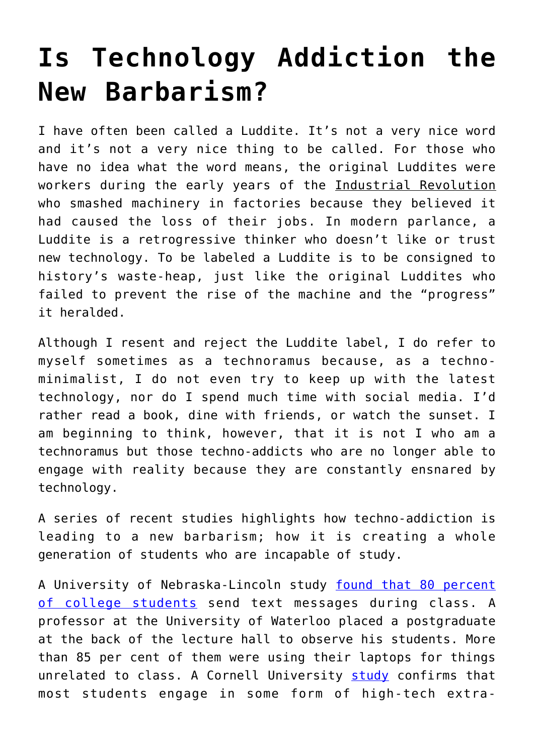# Is Technology Addiction the New Barbarism?

I have often been called a Luddite. It's not a very nice word and it's not a very nice thing to be called. For those who have no idea what the word means, the original Luddites were workers during the early years of the Industrial Revolution who smashed machinery in factories because they believed it had caused the loss of their jobs. In modern parlance, a Luddite is a retrogressive thinker who doesn't like or trust new technology. To be labeled a Luddite is to be consigned to history's waste-heap, just like the original Luddites who failed to prevent the rise of the machine and the "progress" it heralded.

Although I resent and reject the Luddite label, I do refer to myself sometimes as a technoramus because, as a techno-minimalist, I do not even try to keep up with the latest technology, nor do I spend much time with social media. I'd rather read a book, dine with friends, or watch the sunset. I am beginning to think, however, that it is not I who am a technoramus but those techno-addicts who are no longer able to engage with reality because they are constantly ensnared by technology.

A series of recent studies highlights how techno-addiction is leading to a new barbarism; how it is creating a whole generation of students who are incapable of study.

A University of Nebraska-Lincoln study found that 80 percent of college students send text messages during class. A professor at the University of Waterloo placed a postgraduate at the back of the lecture hall to observe his students. More than 85 per cent of them were using their laptops for things unrelated to class. A Cornell University study confirms that most students engage in some form of high-tech extra-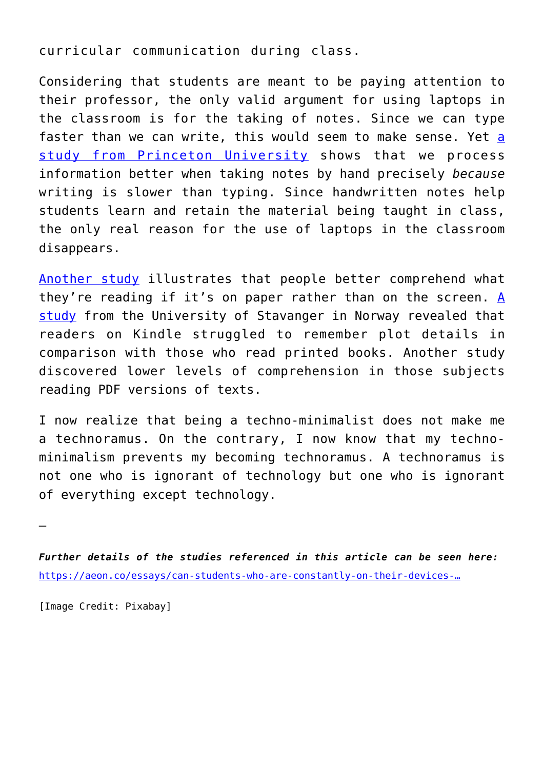curricular communication during class.

Considering that students are meant to be paying attention to their professor, the only valid argument for using laptops in the classroom is for the taking of notes. Since we can type faster than we can write, this would seem to make sense. Yet a study from Princeton University shows that we process information better when taking notes by hand precisely *because* writing is slower than typing. Since handwritten notes help students learn and retain the material being taught in class, the only real reason for the use of laptops in the classroom disappears.

Another study illustrates that people better comprehend what they're reading if it's on paper rather than on the screen. A study from the University of Stavanger in Norway revealed that readers on Kindle struggled to remember plot details in comparison with those who read printed books. Another study discovered lower levels of comprehension in those subjects reading PDF versions of texts.

I now realize that being a techno-minimalist does not make me a technoramus. On the contrary, I now know that my techno-minimalism prevents my becoming technoramus. A technoramus is not one who is ignorant of technology but one who is ignorant of everything except technology.

—

***Further details of the studies referenced in this article can be seen here:***
https://aeon.co/essays/can-students-who-are-constantly-on-their-devices-…

[Image Credit: Pixabay]